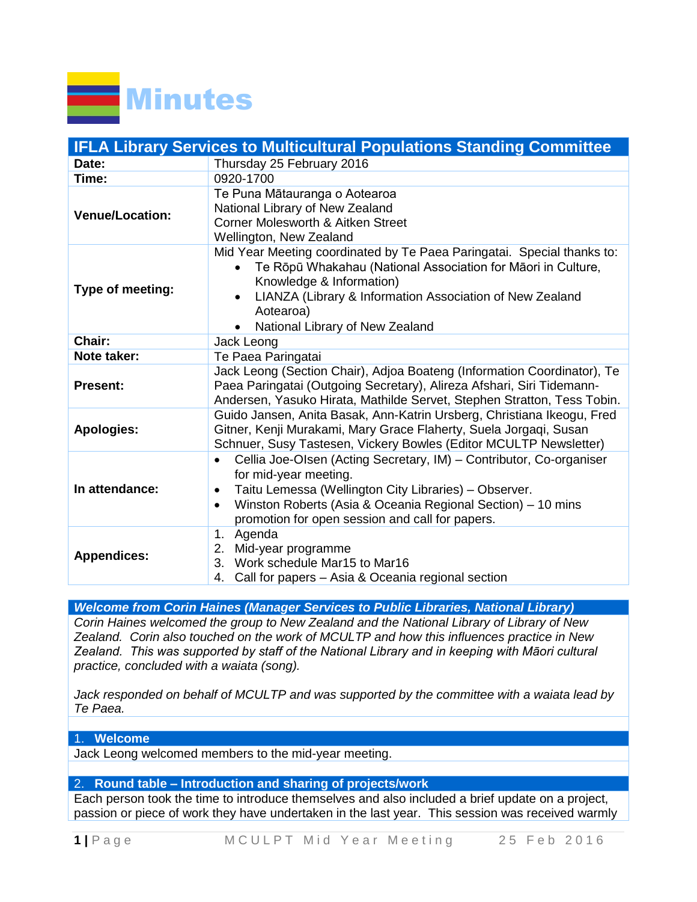# Minutes

| IFLA Library Services to Multicultural Populations Standing Committee | |
|---|---|
| **Date:** | Thursday 25 February 2016 |
| **Time:** | 0920-1700 |
| **Venue/Location:** | Te Puna Mātauranga o Aotearoa<br>National Library of New Zealand<br>Corner Molesworth & Aitken Street<br>Wellington, New Zealand |
| **Type of meeting:** | Mid Year Meeting coordinated by Te Paea Paringatai. Special thanks to:<br>• Te Rōpū Whakahau (National Association for Māori in Culture, Knowledge & Information)<br>• LIANZA (Library & Information Association of New Zealand Aotearoa)<br>• National Library of New Zealand |
| **Chair:** | Jack Leong |
| **Note taker:** | Te Paea Paringatai |
| **Present:** | Jack Leong (Section Chair), Adjoa Boateng (Information Coordinator), Te Paea Paringatai (Outgoing Secretary), Alireza Afshari, Siri Tidemann-Andersen, Yasuko Hirata, Mathilde Servet, Stephen Stratton, Tess Tobin. |
| **Apologies:** | Guido Jansen, Anita Basak, Ann-Katrin Ursberg, Christiana Ikeogu, Fred Gitner, Kenji Murakami, Mary Grace Flaherty, Suela Jorgaqi, Susan Schnuer, Susy Tastesen, Vickery Bowles (Editor MCULTP Newsletter) |
| **In attendance:** | • Cellia Joe-Olsen (Acting Secretary, IM) – Contributor, Co-organiser for mid-year meeting.<br>• Taitu Lemessa (Wellington City Libraries) – Observer.<br>• Winston Roberts (Asia & Oceania Regional Section) – 10 mins promotion for open session and call for papers. |
| **Appendices:** | 1. Agenda<br>2. Mid-year programme<br>3. Work schedule Mar15 to Mar16<br>4. Call for papers – Asia & Oceania regional section |

### *Welcome from Corin Haines (Manager Services to Public Libraries, National Library)*

*Corin Haines welcomed the group to New Zealand and the National Library of Library of New Zealand. Corin also touched on the work of MCULTP and how this influences practice in New Zealand. This was supported by staff of the National Library and in keeping with Māori cultural practice, concluded with a waiata (song).*

*Jack responded on behalf of MCULTP and was supported by the committee with a waiata lead by Te Paea.*

### 1. Welcome

Jack Leong welcomed members to the mid-year meeting.

### 2. Round table – Introduction and sharing of projects/work

Each person took the time to introduce themselves and also included a brief update on a project, passion or piece of work they have undertaken in the last year. This session was received warmly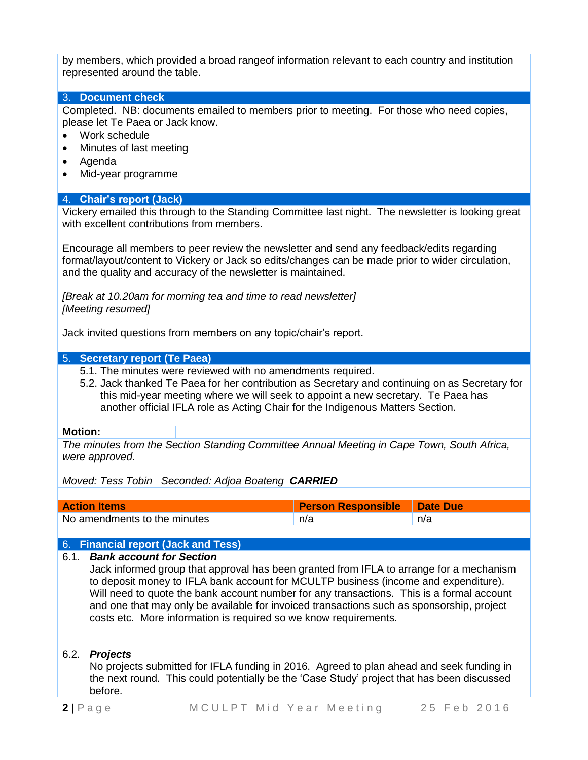by members, which provided a broad rangeof information relevant to each country and institution represented around the table.

## 3. Document check

Completed. NB: documents emailed to members prior to meeting. For those who need copies, please let Te Paea or Jack know.

- Work schedule
- Minutes of last meeting
- Agenda
- Mid-year programme

## 4. Chair's report (Jack)

Vickery emailed this through to the Standing Committee last night. The newsletter is looking great with excellent contributions from members.

Encourage all members to peer review the newsletter and send any feedback/edits regarding format/layout/content to Vickery or Jack so edits/changes can be made prior to wider circulation, and the quality and accuracy of the newsletter is maintained.

*[Break at 10.20am for morning tea and time to read newsletter]*
*[Meeting resumed]*

Jack invited questions from members on any topic/chair's report.

## 5. Secretary report (Te Paea)

5.1. The minutes were reviewed with no amendments required.

5.2. Jack thanked Te Paea for her contribution as Secretary and continuing on as Secretary for this mid-year meeting where we will seek to appoint a new secretary. Te Paea has another official IFLA role as Acting Chair for the Indigenous Matters Section.

**Motion:**

*The minutes from the Section Standing Committee Annual Meeting in Cape Town, South Africa, were approved.*

*Moved: Tess Tobin Seconded: Adjoa Boateng* ***CARRIED***

| Action Items | Person Responsible | Date Due |
|---|---|---|
| No amendments to the minutes | n/a | n/a |

## 6. Financial report (Jack and Tess)

### 6.1. *Bank account for Section*

Jack informed group that approval has been granted from IFLA to arrange for a mechanism to deposit money to IFLA bank account for MCULTP business (income and expenditure). Will need to quote the bank account number for any transactions. This is a formal account and one that may only be available for invoiced transactions such as sponsorship, project costs etc. More information is required so we know requirements.

### 6.2. *Projects*

No projects submitted for IFLA funding in 2016. Agreed to plan ahead and seek funding in the next round. This could potentially be the 'Case Study' project that has been discussed before.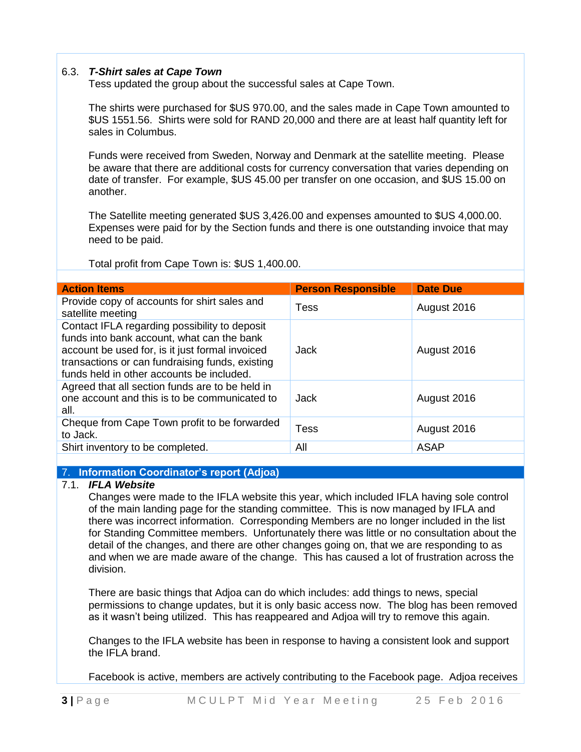### 6.3. *T-Shirt sales at Cape Town*

Tess updated the group about the successful sales at Cape Town.

The shirts were purchased for $US 970.00, and the sales made in Cape Town amounted to $US 1551.56. Shirts were sold for RAND 20,000 and there are at least half quantity left for sales in Columbus.

Funds were received from Sweden, Norway and Denmark at the satellite meeting. Please be aware that there are additional costs for currency conversation that varies depending on date of transfer. For example, $US 45.00 per transfer on one occasion, and $US 15.00 on another.

The Satellite meeting generated $US 3,426.00 and expenses amounted to $US 4,000.00. Expenses were paid for by the Section funds and there is one outstanding invoice that may need to be paid.

Total profit from Cape Town is: $US 1,400.00.

| Action Items | Person Responsible | Date Due |
|---|---|---|
| Provide copy of accounts for shirt sales and satellite meeting | Tess | August 2016 |
| Contact IFLA regarding possibility to deposit funds into bank account, what can the bank account be used for, is it just formal invoiced transactions or can fundraising funds, existing funds held in other accounts be included. | Jack | August 2016 |
| Agreed that all section funds are to be held in one account and this is to be communicated to all. | Jack | August 2016 |
| Cheque from Cape Town profit to be forwarded to Jack. | Tess | August 2016 |
| Shirt inventory to be completed. | All | ASAP |

## 7. Information Coordinator's report (Adjoa)

### 7.1. *IFLA Website*

Changes were made to the IFLA website this year, which included IFLA having sole control of the main landing page for the standing committee. This is now managed by IFLA and there was incorrect information. Corresponding Members are no longer included in the list for Standing Committee members. Unfortunately there was little or no consultation about the detail of the changes, and there are other changes going on, that we are responding to as and when we are made aware of the change. This has caused a lot of frustration across the division.

There are basic things that Adjoa can do which includes: add things to news, special permissions to change updates, but it is only basic access now. The blog has been removed as it wasn't being utilized. This has reappeared and Adjoa will try to remove this again.

Changes to the IFLA website has been in response to having a consistent look and support the IFLA brand.

Facebook is active, members are actively contributing to the Facebook page. Adjoa receives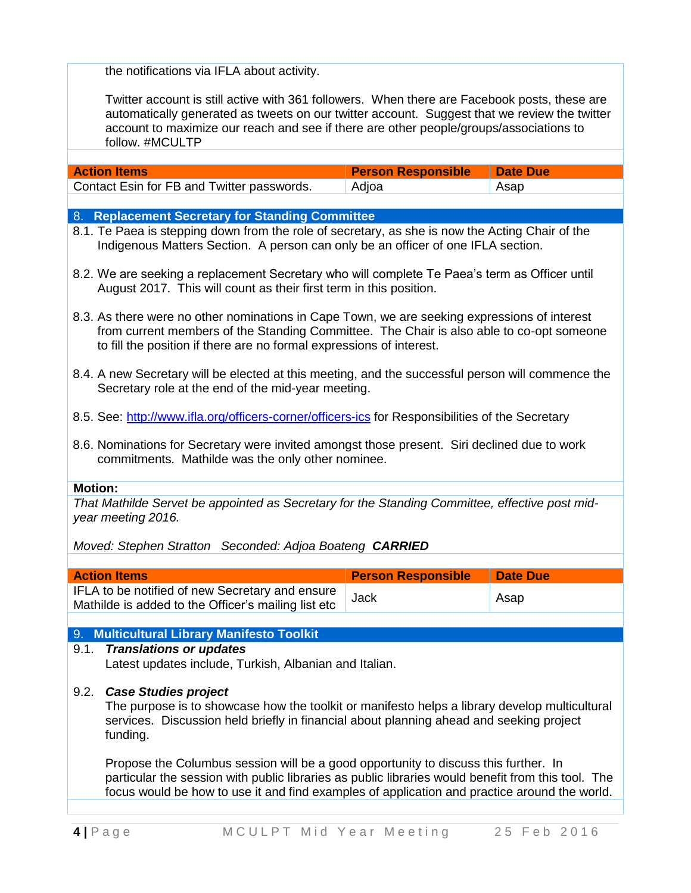the notifications via IFLA about activity.

Twitter account is still active with 361 followers. When there are Facebook posts, these are automatically generated as tweets on our twitter account. Suggest that we review the twitter account to maximize our reach and see if there are other people/groups/associations to follow. #MCULTP

| Action Items | Person Responsible | Date Due |
|---|---|---|
| Contact Esin for FB and Twitter passwords. | Adjoa | Asap |

## 8. Replacement Secretary for Standing Committee

8.1. Te Paea is stepping down from the role of secretary, as she is now the Acting Chair of the Indigenous Matters Section. A person can only be an officer of one IFLA section.

8.2. We are seeking a replacement Secretary who will complete Te Paea's term as Officer until August 2017. This will count as their first term in this position.

8.3. As there were no other nominations in Cape Town, we are seeking expressions of interest from current members of the Standing Committee. The Chair is also able to co-opt someone to fill the position if there are no formal expressions of interest.

8.4. A new Secretary will be elected at this meeting, and the successful person will commence the Secretary role at the end of the mid-year meeting.

8.5. See: http://www.ifla.org/officers-corner/officers-ics for Responsibilities of the Secretary

8.6. Nominations for Secretary were invited amongst those present. Siri declined due to work commitments. Mathilde was the only other nominee.

**Motion:**

*That Mathilde Servet be appointed as Secretary for the Standing Committee, effective post mid-year meeting 2016.*

*Moved: Stephen Stratton Seconded: Adjoa Boateng* ***CARRIED***

| Action Items | Person Responsible | Date Due |
|---|---|---|
| IFLA to be notified of new Secretary and ensure Mathilde is added to the Officer's mailing list etc | Jack | Asap |

## 9. Multicultural Library Manifesto Toolkit

9.1. ***Translations or updates***
Latest updates include, Turkish, Albanian and Italian.

9.2. ***Case Studies project***
The purpose is to showcase how the toolkit or manifesto helps a library develop multicultural services. Discussion held briefly in financial about planning ahead and seeking project funding.

Propose the Columbus session will be a good opportunity to discuss this further. In particular the session with public libraries as public libraries would benefit from this tool. The focus would be how to use it and find examples of application and practice around the world.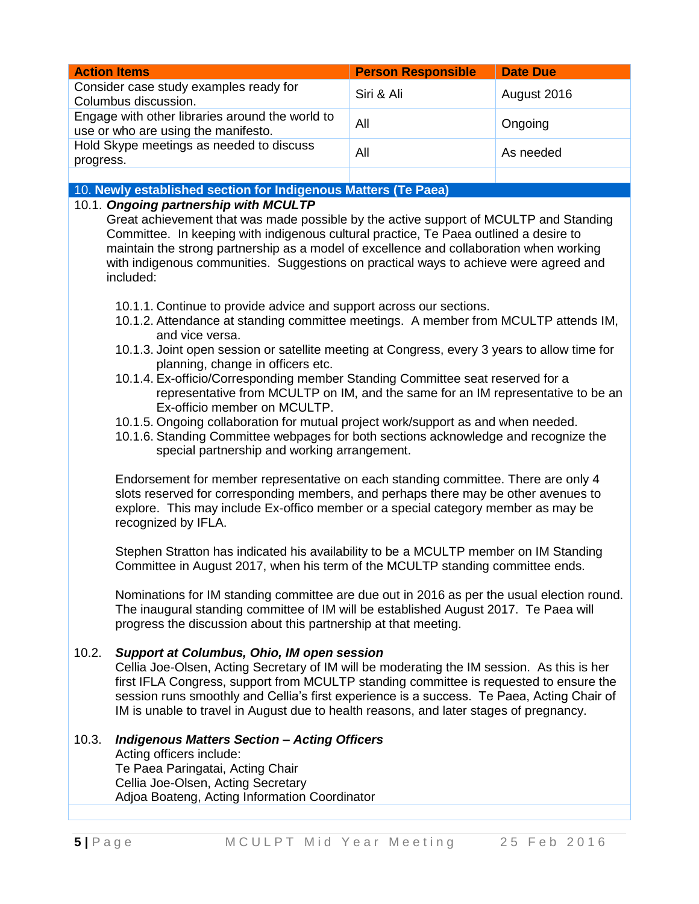| Action Items | Person Responsible | Date Due |
|---|---|---|
| Consider case study examples ready for Columbus discussion. | Siri & Ali | August 2016 |
| Engage with other libraries around the world to use or who are using the manifesto. | All | Ongoing |
| Hold Skype meetings as needed to discuss progress. | All | As needed |
| | | |

## 10. Newly established section for Indigenous Matters (Te Paea)

### 10.1. *Ongoing partnership with MCULTP*

Great achievement that was made possible by the active support of MCULTP and Standing Committee. In keeping with indigenous cultural practice, Te Paea outlined a desire to maintain the strong partnership as a model of excellence and collaboration when working with indigenous communities. Suggestions on practical ways to achieve were agreed and included:

- 10.1.1. Continue to provide advice and support across our sections.
- 10.1.2. Attendance at standing committee meetings. A member from MCULTP attends IM, and vice versa.
- 10.1.3. Joint open session or satellite meeting at Congress, every 3 years to allow time for planning, change in officers etc.
- 10.1.4. Ex-officio/Corresponding member Standing Committee seat reserved for a representative from MCULTP on IM, and the same for an IM representative to be an Ex-officio member on MCULTP.
- 10.1.5. Ongoing collaboration for mutual project work/support as and when needed.
- 10.1.6. Standing Committee webpages for both sections acknowledge and recognize the special partnership and working arrangement.

Endorsement for member representative on each standing committee. There are only 4 slots reserved for corresponding members, and perhaps there may be other avenues to explore. This may include Ex-offico member or a special category member as may be recognized by IFLA.

Stephen Stratton has indicated his availability to be a MCULTP member on IM Standing Committee in August 2017, when his term of the MCULTP standing committee ends.

Nominations for IM standing committee are due out in 2016 as per the usual election round. The inaugural standing committee of IM will be established August 2017. Te Paea will progress the discussion about this partnership at that meeting.

### 10.2. *Support at Columbus, Ohio, IM open session*

Cellia Joe-Olsen, Acting Secretary of IM will be moderating the IM session. As this is her first IFLA Congress, support from MCULTP standing committee is requested to ensure the session runs smoothly and Cellia's first experience is a success. Te Paea, Acting Chair of IM is unable to travel in August due to health reasons, and later stages of pregnancy.

### 10.3. *Indigenous Matters Section – Acting Officers*

Acting officers include:
Te Paea Paringatai, Acting Chair
Cellia Joe-Olsen, Acting Secretary
Adjoa Boateng, Acting Information Coordinator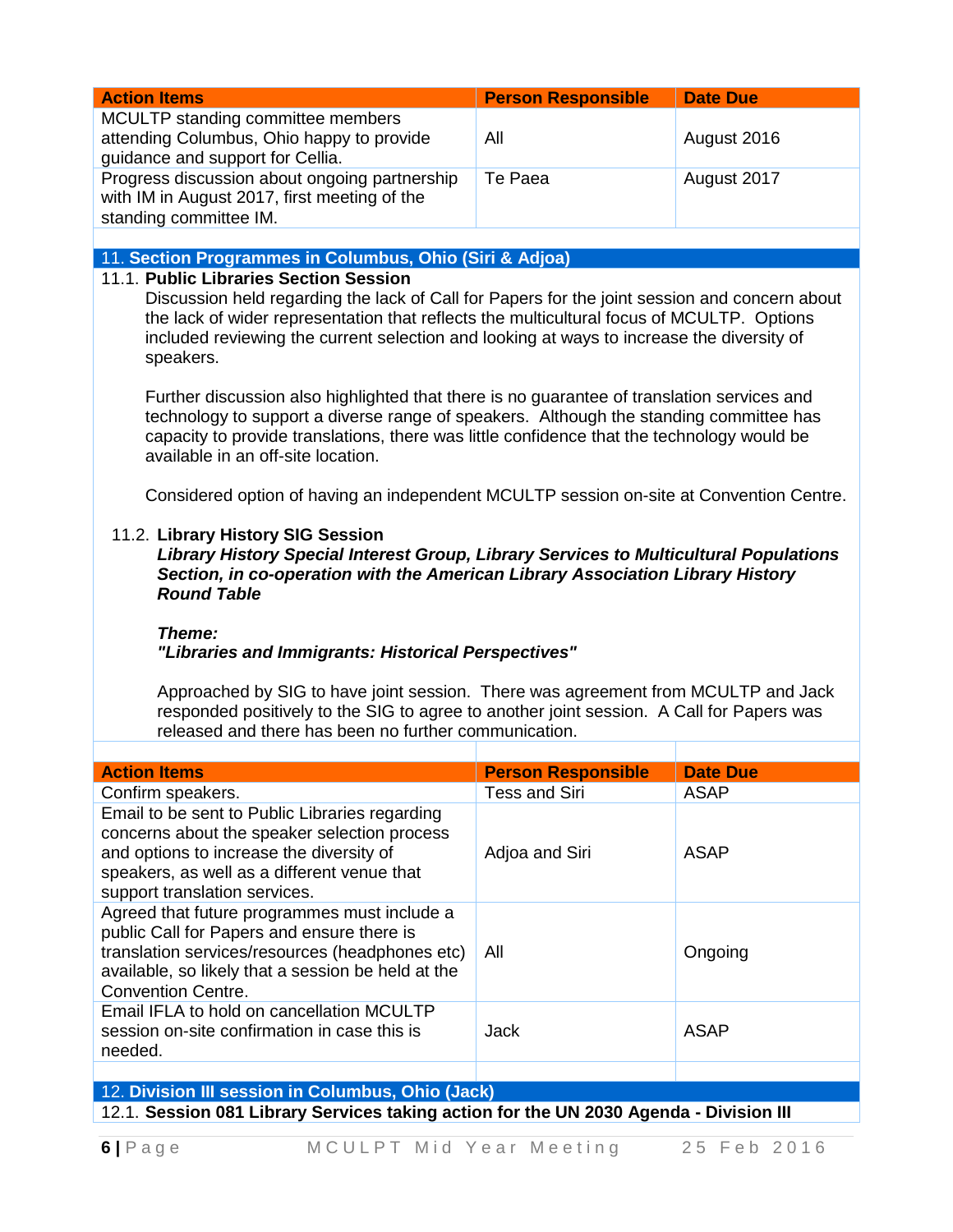| Action Items | Person Responsible | Date Due |
|---|---|---|
| MCULTP standing committee members attending Columbus, Ohio happy to provide guidance and support for Cellia. | All | August 2016 |
| Progress discussion about ongoing partnership with IM in August 2017, first meeting of the standing committee IM. | Te Paea | August 2017 |

## 11. Section Programmes in Columbus, Ohio (Siri & Adjoa)

### 11.1. Public Libraries Section Session

Discussion held regarding the lack of Call for Papers for the joint session and concern about the lack of wider representation that reflects the multicultural focus of MCULTP. Options included reviewing the current selection and looking at ways to increase the diversity of speakers.

Further discussion also highlighted that there is no guarantee of translation services and technology to support a diverse range of speakers. Although the standing committee has capacity to provide translations, there was little confidence that the technology would be available in an off-site location.

Considered option of having an independent MCULTP session on-site at Convention Centre.

### 11.2. Library History SIG Session

***Library History Special Interest Group, Library Services to Multicultural Populations Section, in co-operation with the American Library Association Library History Round Table***

***Theme:***
***"Libraries and Immigrants: Historical Perspectives"***

Approached by SIG to have joint session. There was agreement from MCULTP and Jack responded positively to the SIG to agree to another joint session. A Call for Papers was released and there has been no further communication.

| Action Items | Person Responsible | Date Due |
|---|---|---|
| Confirm speakers. | Tess and Siri | ASAP |
| Email to be sent to Public Libraries regarding concerns about the speaker selection process and options to increase the diversity of speakers, as well as a different venue that support translation services. | Adjoa and Siri | ASAP |
| Agreed that future programmes must include a public Call for Papers and ensure there is translation services/resources (headphones etc) available, so likely that a session be held at the Convention Centre. | All | Ongoing |
| Email IFLA to hold on cancellation MCULTP session on-site confirmation in case this is needed. | Jack | ASAP |

## 12. Division III session in Columbus, Ohio (Jack)

### 12.1. Session 081 Library Services taking action for the UN 2030 Agenda - Division III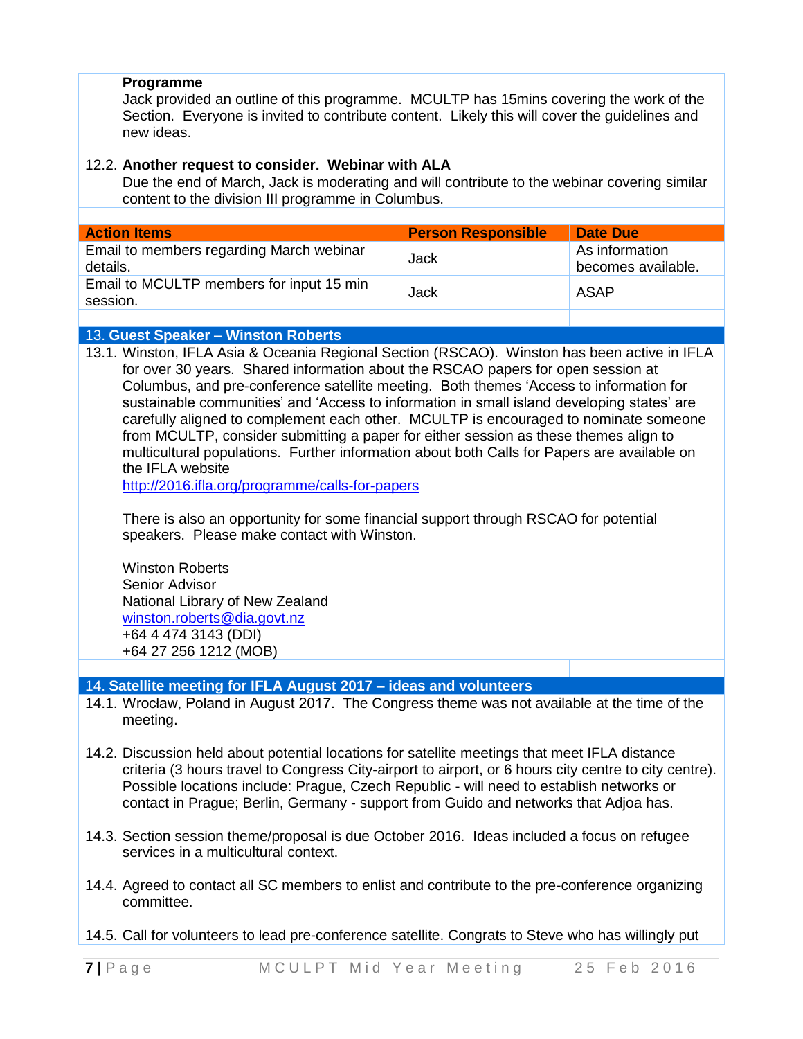**Programme**

Jack provided an outline of this programme. MCULTP has 15mins covering the work of the Section. Everyone is invited to contribute content. Likely this will cover the guidelines and new ideas.

12.2. **Another request to consider. Webinar with ALA**

Due the end of March, Jack is moderating and will contribute to the webinar covering similar content to the division III programme in Columbus.

| Action Items | Person Responsible | Date Due |
| --- | --- | --- |
| Email to members regarding March webinar details. | Jack | As information becomes available. |
| Email to MCULTP members for input 15 min session. | Jack | ASAP |

## 13. Guest Speaker – Winston Roberts

13.1. Winston, IFLA Asia & Oceania Regional Section (RSCAO). Winston has been active in IFLA for over 30 years. Shared information about the RSCAO papers for open session at Columbus, and pre-conference satellite meeting. Both themes 'Access to information for sustainable communities' and 'Access to information in small island developing states' are carefully aligned to complement each other. MCULTP is encouraged to nominate someone from MCULTP, consider submitting a paper for either session as these themes align to multicultural populations. Further information about both Calls for Papers are available on the IFLA website
[http://2016.ifla.org/programme/calls-for-papers](http://2016.ifla.org/programme/calls-for-papers)

There is also an opportunity for some financial support through RSCAO for potential speakers. Please make contact with Winston.

Winston Roberts
Senior Advisor
National Library of New Zealand
[winston.roberts@dia.govt.nz](mailto:winston.roberts@dia.govt.nz)
+64 4 474 3143 (DDI)
+64 27 256 1212 (MOB)

## 14. Satellite meeting for IFLA August 2017 – ideas and volunteers

14.1. Wrocław, Poland in August 2017. The Congress theme was not available at the time of the meeting.

14.2. Discussion held about potential locations for satellite meetings that meet IFLA distance criteria (3 hours travel to Congress City-airport to airport, or 6 hours city centre to city centre). Possible locations include: Prague, Czech Republic - will need to establish networks or contact in Prague; Berlin, Germany - support from Guido and networks that Adjoa has.

14.3. Section session theme/proposal is due October 2016. Ideas included a focus on refugee services in a multicultural context.

14.4. Agreed to contact all SC members to enlist and contribute to the pre-conference organizing committee.

14.5. Call for volunteers to lead pre-conference satellite. Congrats to Steve who has willingly put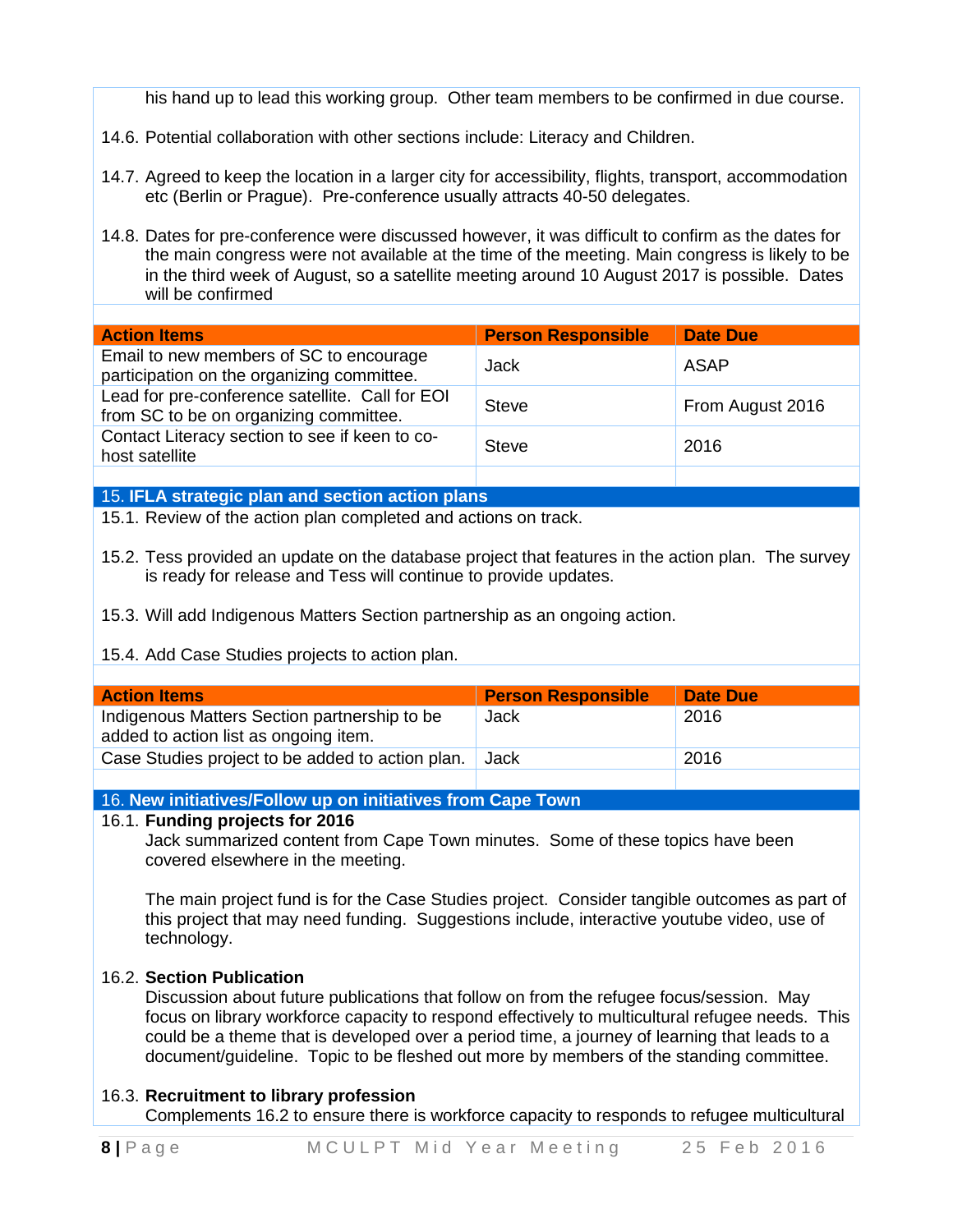his hand up to lead this working group. Other team members to be confirmed in due course.

14.6. Potential collaboration with other sections include: Literacy and Children.

14.7. Agreed to keep the location in a larger city for accessibility, flights, transport, accommodation etc (Berlin or Prague). Pre-conference usually attracts 40-50 delegates.

14.8. Dates for pre-conference were discussed however, it was difficult to confirm as the dates for the main congress were not available at the time of the meeting. Main congress is likely to be in the third week of August, so a satellite meeting around 10 August 2017 is possible. Dates will be confirmed

| Action Items | Person Responsible | Date Due |
|---|---|---|
| Email to new members of SC to encourage participation on the organizing committee. | Jack | ASAP |
| Lead for pre-conference satellite. Call for EOI from SC to be on organizing committee. | Steve | From August 2016 |
| Contact Literacy section to see if keen to co-host satellite | Steve | 2016 |

## 15. IFLA strategic plan and section action plans

15.1. Review of the action plan completed and actions on track.

15.2. Tess provided an update on the database project that features in the action plan. The survey is ready for release and Tess will continue to provide updates.

15.3. Will add Indigenous Matters Section partnership as an ongoing action.

15.4. Add Case Studies projects to action plan.

| Action Items | Person Responsible | Date Due |
|---|---|---|
| Indigenous Matters Section partnership to be added to action list as ongoing item. | Jack | 2016 |
| Case Studies project to be added to action plan. | Jack | 2016 |

## 16. New initiatives/Follow up on initiatives from Cape Town

16.1. **Funding projects for 2016**

Jack summarized content from Cape Town minutes. Some of these topics have been covered elsewhere in the meeting.

The main project fund is for the Case Studies project. Consider tangible outcomes as part of this project that may need funding. Suggestions include, interactive youtube video, use of technology.

16.2. **Section Publication**

Discussion about future publications that follow on from the refugee focus/session. May focus on library workforce capacity to respond effectively to multicultural refugee needs. This could be a theme that is developed over a period time, a journey of learning that leads to a document/guideline. Topic to be fleshed out more by members of the standing committee.

16.3. **Recruitment to library profession**

Complements 16.2 to ensure there is workforce capacity to responds to refugee multicultural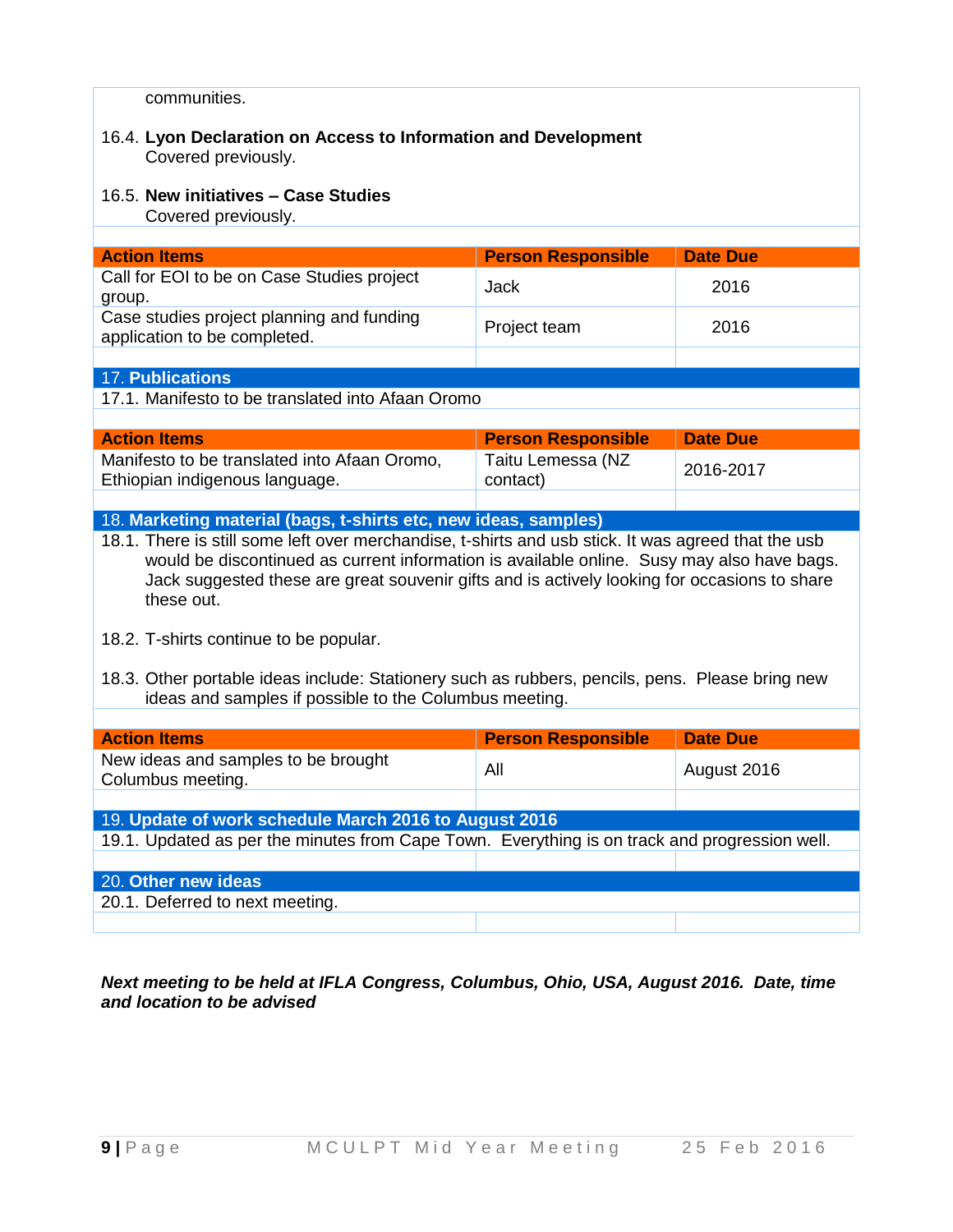communities.

16.4. **Lyon Declaration on Access to Information and Development**
Covered previously.

16.5. **New initiatives – Case Studies**
Covered previously.

| Action Items | Person Responsible | Date Due |
|---|---|---|
| Call for EOI to be on Case Studies project group. | Jack | 2016 |
| Case studies project planning and funding application to be completed. | Project team | 2016 |

## 17. Publications

17.1. Manifesto to be translated into Afaan Oromo

| Action Items | Person Responsible | Date Due |
|---|---|---|
| Manifesto to be translated into Afaan Oromo, Ethiopian indigenous language. | Taitu Lemessa (NZ contact) | 2016-2017 |

## 18. Marketing material (bags, t-shirts etc, new ideas, samples)

18.1. There is still some left over merchandise, t-shirts and usb stick. It was agreed that the usb would be discontinued as current information is available online. Susy may also have bags. Jack suggested these are great souvenir gifts and is actively looking for occasions to share these out.

18.2. T-shirts continue to be popular.

18.3. Other portable ideas include: Stationery such as rubbers, pencils, pens. Please bring new ideas and samples if possible to the Columbus meeting.

| Action Items | Person Responsible | Date Due |
|---|---|---|
| New ideas and samples to be brought Columbus meeting. | All | August 2016 |

## 19. Update of work schedule March 2016 to August 2016

19.1. Updated as per the minutes from Cape Town. Everything is on track and progression well.

## 20. Other new ideas

20.1. Deferred to next meeting.

***Next meeting to be held at IFLA Congress, Columbus, Ohio, USA, August 2016. Date, time and location to be advised***